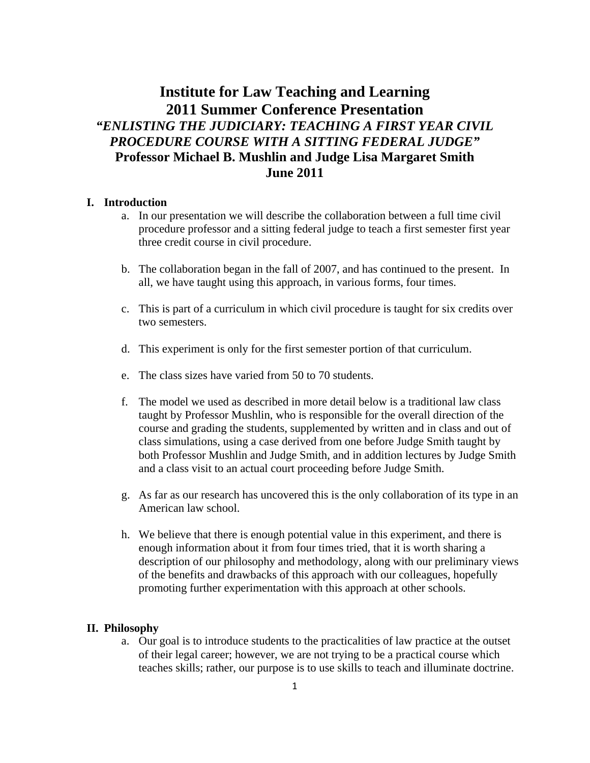# Institute for Law Teaching and Learning
# 2011 Summer Conference Presentation
## *"ENLISTING THE JUDICIARY: TEACHING A FIRST YEAR CIVIL PROCEDURE COURSE WITH A SITTING FEDERAL JUDGE"*
**Professor Michael B. Mushlin and Judge Lisa Margaret Smith**
**June 2011**

## I. Introduction

a. In our presentation we will describe the collaboration between a full time civil procedure professor and a sitting federal judge to teach a first semester first year three credit course in civil procedure.

b. The collaboration began in the fall of 2007, and has continued to the present. In all, we have taught using this approach, in various forms, four times.

c. This is part of a curriculum in which civil procedure is taught for six credits over two semesters.

d. This experiment is only for the first semester portion of that curriculum.

e. The class sizes have varied from 50 to 70 students.

f. The model we used as described in more detail below is a traditional law class taught by Professor Mushlin, who is responsible for the overall direction of the course and grading the students, supplemented by written and in class and out of class simulations, using a case derived from one before Judge Smith taught by both Professor Mushlin and Judge Smith, and in addition lectures by Judge Smith and a class visit to an actual court proceeding before Judge Smith.

g. As far as our research has uncovered this is the only collaboration of its type in an American law school.

h. We believe that there is enough potential value in this experiment, and there is enough information about it from four times tried, that it is worth sharing a description of our philosophy and methodology, along with our preliminary views of the benefits and drawbacks of this approach with our colleagues, hopefully promoting further experimentation with this approach at other schools.

## II. Philosophy

a. Our goal is to introduce students to the practicalities of law practice at the outset of their legal career; however, we are not trying to be a practical course which teaches skills; rather, our purpose is to use skills to teach and illuminate doctrine.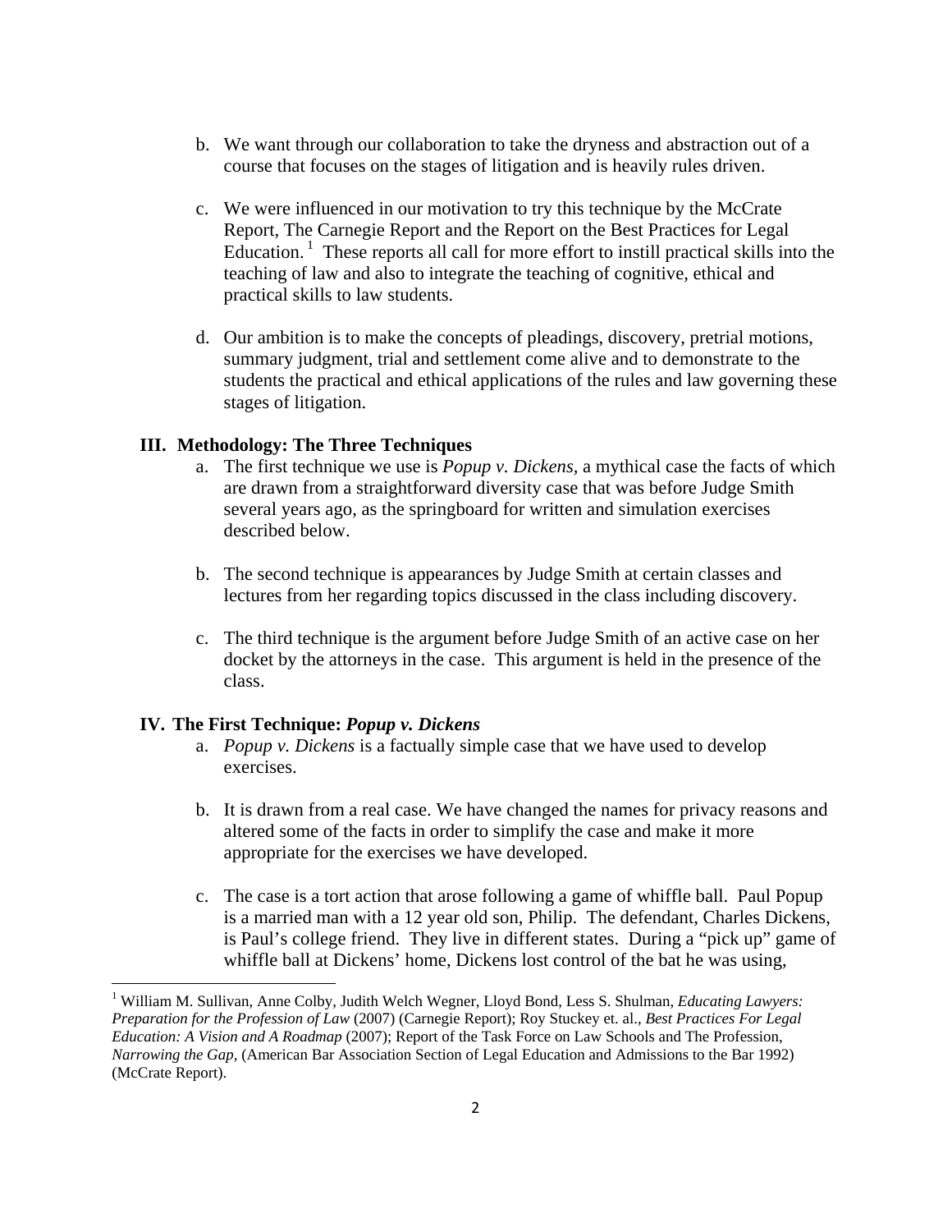b. We want through our collaboration to take the dryness and abstraction out of a course that focuses on the stages of litigation and is heavily rules driven.

c. We were influenced in our motivation to try this technique by the McCrate Report, The Carnegie Report and the Report on the Best Practices for Legal Education.[1] These reports all call for more effort to instill practical skills into the teaching of law and also to integrate the teaching of cognitive, ethical and practical skills to law students.

d. Our ambition is to make the concepts of pleadings, discovery, pretrial motions, summary judgment, trial and settlement come alive and to demonstrate to the students the practical and ethical applications of the rules and law governing these stages of litigation.

## III. Methodology: The Three Techniques

a. The first technique we use is *Popup v. Dickens,* a mythical case the facts of which are drawn from a straightforward diversity case that was before Judge Smith several years ago, as the springboard for written and simulation exercises described below.

b. The second technique is appearances by Judge Smith at certain classes and lectures from her regarding topics discussed in the class including discovery.

c. The third technique is the argument before Judge Smith of an active case on her docket by the attorneys in the case. This argument is held in the presence of the class.

## IV. The First Technique: *Popup v. Dickens*

a. *Popup v. Dickens* is a factually simple case that we have used to develop exercises.

b. It is drawn from a real case. We have changed the names for privacy reasons and altered some of the facts in order to simplify the case and make it more appropriate for the exercises we have developed.

c. The case is a tort action that arose following a game of whiffle ball. Paul Popup is a married man with a 12 year old son, Philip. The defendant, Charles Dickens, is Paul's college friend. They live in different states. During a "pick up" game of whiffle ball at Dickens' home, Dickens lost control of the bat he was using,

---

[1] William M. Sullivan, Anne Colby, Judith Welch Wegner, Lloyd Bond, Less S. Shulman, *Educating Lawyers: Preparation for the Profession of Law* (2007) (Carnegie Report); Roy Stuckey et. al., *Best Practices For Legal Education: A Vision and A Roadmap* (2007); Report of the Task Force on Law Schools and The Profession, *Narrowing the Gap,* (American Bar Association Section of Legal Education and Admissions to the Bar 1992) (McCrate Report).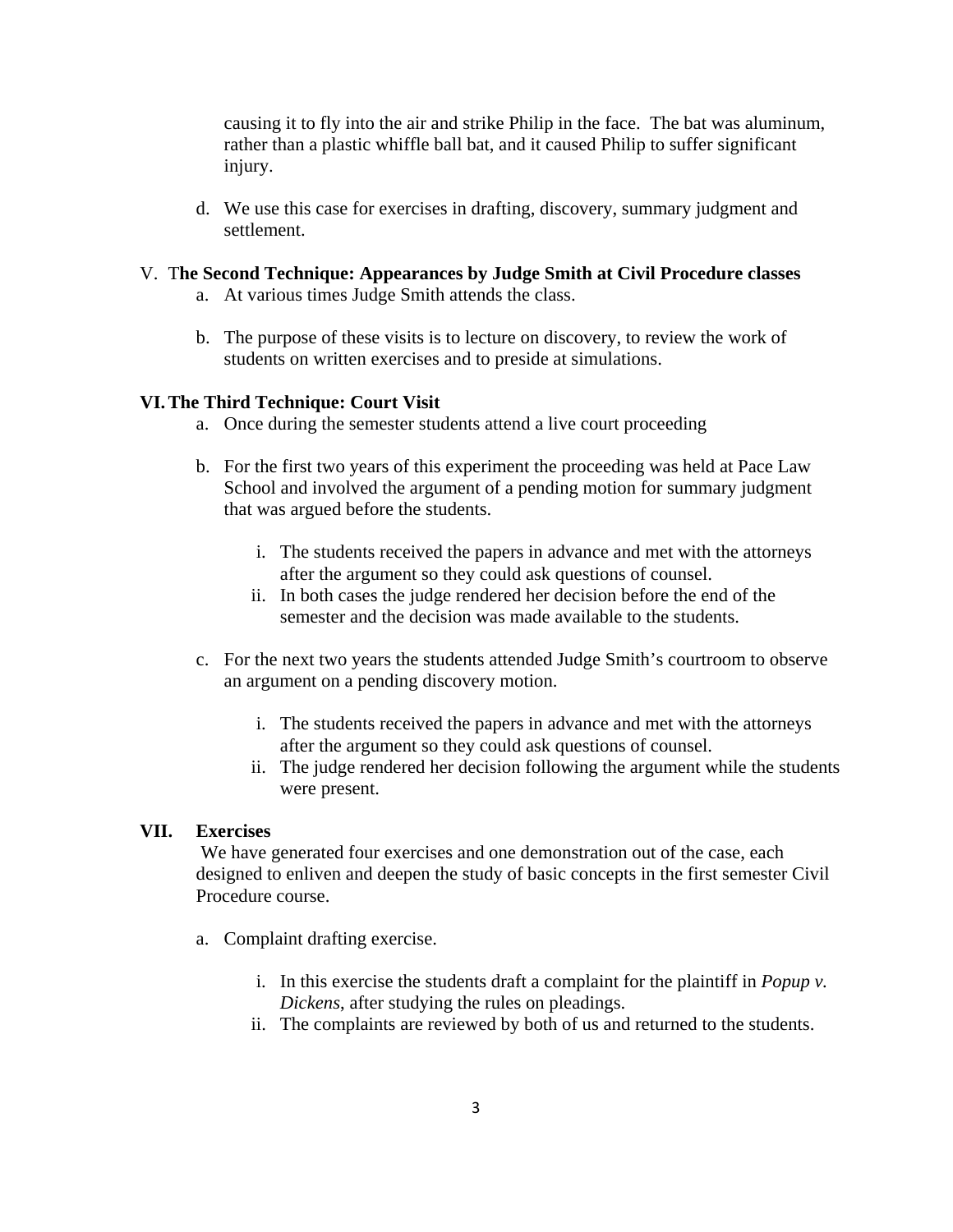causing it to fly into the air and strike Philip in the face. The bat was aluminum, rather than a plastic whiffle ball bat, and it caused Philip to suffer significant injury.

d. We use this case for exercises in drafting, discovery, summary judgment and settlement.

## V. The Second Technique: Appearances by Judge Smith at Civil Procedure classes

a. At various times Judge Smith attends the class.

b. The purpose of these visits is to lecture on discovery, to review the work of students on written exercises and to preside at simulations.

## VI. The Third Technique: Court Visit

a. Once during the semester students attend a live court proceeding

b. For the first two years of this experiment the proceeding was held at Pace Law School and involved the argument of a pending motion for summary judgment that was argued before the students.

   i. The students received the papers in advance and met with the attorneys after the argument so they could ask questions of counsel.
   ii. In both cases the judge rendered her decision before the end of the semester and the decision was made available to the students.

c. For the next two years the students attended Judge Smith's courtroom to observe an argument on a pending discovery motion.

   i. The students received the papers in advance and met with the attorneys after the argument so they could ask questions of counsel.
   ii. The judge rendered her decision following the argument while the students were present.

## VII. Exercises

We have generated four exercises and one demonstration out of the case, each designed to enliven and deepen the study of basic concepts in the first semester Civil Procedure course.

a. Complaint drafting exercise.

   i. In this exercise the students draft a complaint for the plaintiff in *Popup v. Dickens*, after studying the rules on pleadings.
   ii. The complaints are reviewed by both of us and returned to the students.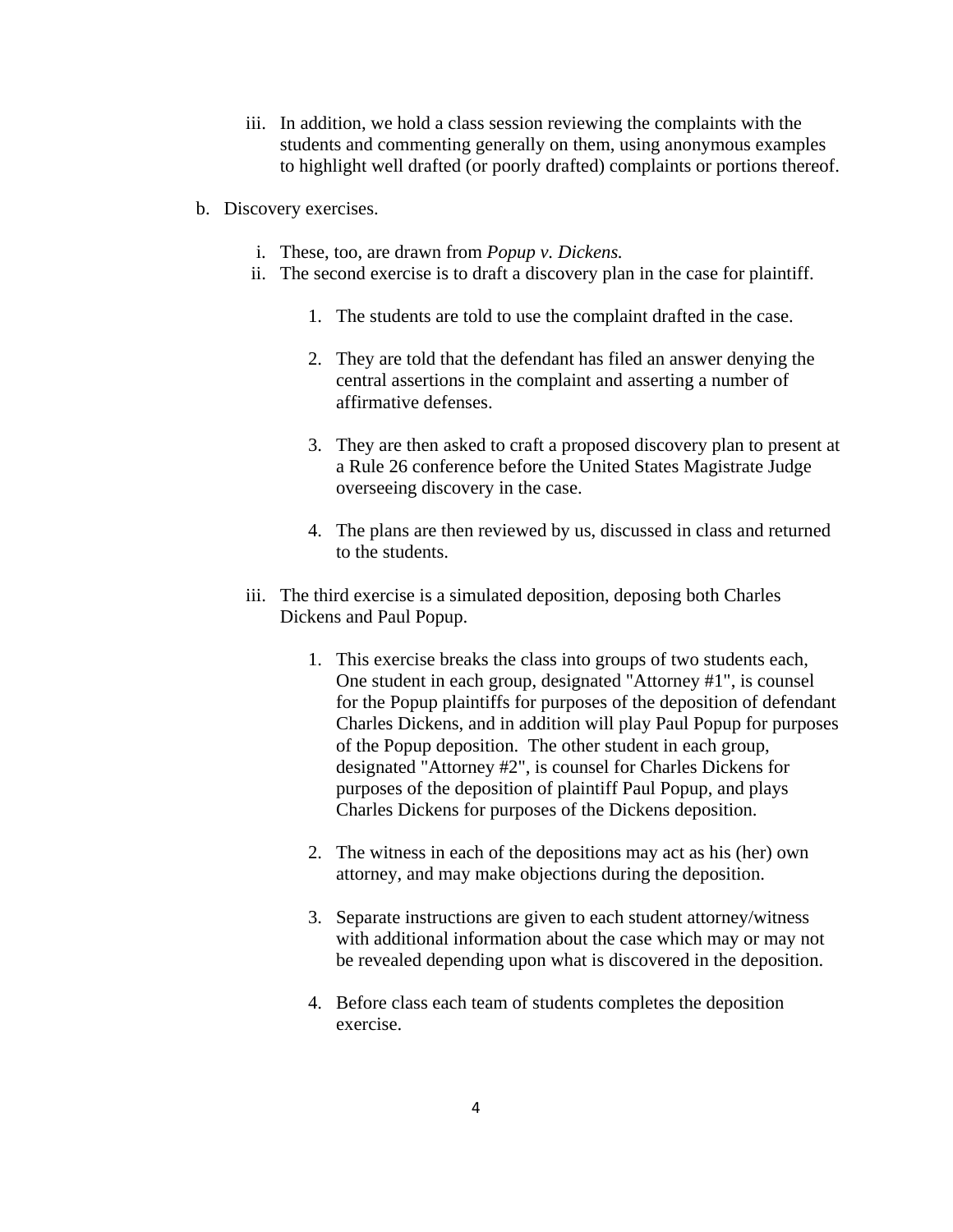iii. In addition, we hold a class session reviewing the complaints with the students and commenting generally on them, using anonymous examples to highlight well drafted (or poorly drafted) complaints or portions thereof.

b. Discovery exercises.

   i. These, too, are drawn from *Popup v. Dickens.*

   ii. The second exercise is to draft a discovery plan in the case for plaintiff.

      1. The students are told to use the complaint drafted in the case.

      2. They are told that the defendant has filed an answer denying the central assertions in the complaint and asserting a number of affirmative defenses.

      3. They are then asked to craft a proposed discovery plan to present at a Rule 26 conference before the United States Magistrate Judge overseeing discovery in the case.

      4. The plans are then reviewed by us, discussed in class and returned to the students.

   iii. The third exercise is a simulated deposition, deposing both Charles Dickens and Paul Popup.

      1. This exercise breaks the class into groups of two students each, One student in each group, designated "Attorney #1", is counsel for the Popup plaintiffs for purposes of the deposition of defendant Charles Dickens, and in addition will play Paul Popup for purposes of the Popup deposition. The other student in each group, designated "Attorney #2", is counsel for Charles Dickens for purposes of the deposition of plaintiff Paul Popup, and plays Charles Dickens for purposes of the Dickens deposition.

      2. The witness in each of the depositions may act as his (her) own attorney, and may make objections during the deposition.

      3. Separate instructions are given to each student attorney/witness with additional information about the case which may or may not be revealed depending upon what is discovered in the deposition.

      4. Before class each team of students completes the deposition exercise.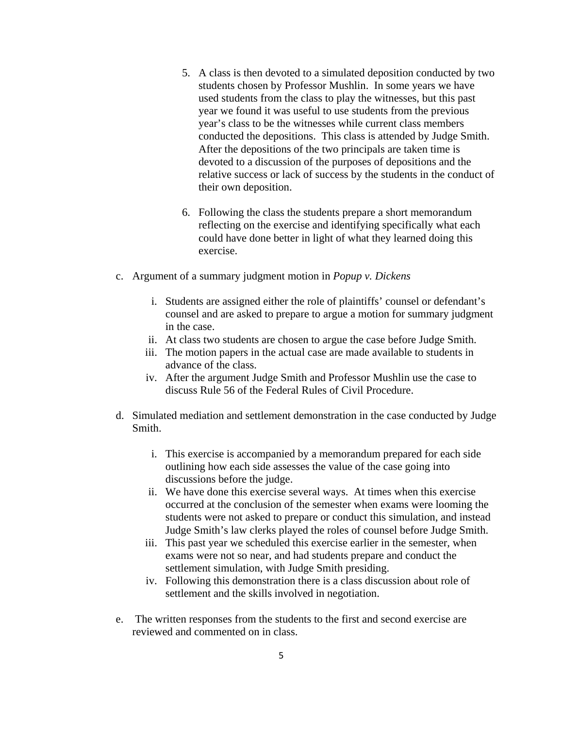5. A class is then devoted to a simulated deposition conducted by two students chosen by Professor Mushlin. In some years we have used students from the class to play the witnesses, but this past year we found it was useful to use students from the previous year's class to be the witnesses while current class members conducted the depositions. This class is attended by Judge Smith. After the depositions of the two principals are taken time is devoted to a discussion of the purposes of depositions and the relative success or lack of success by the students in the conduct of their own deposition.

6. Following the class the students prepare a short memorandum reflecting on the exercise and identifying specifically what each could have done better in light of what they learned doing this exercise.

c. Argument of a summary judgment motion in *Popup v. Dickens*

   i. Students are assigned either the role of plaintiffs' counsel or defendant's counsel and are asked to prepare to argue a motion for summary judgment in the case.
   ii. At class two students are chosen to argue the case before Judge Smith.
   iii. The motion papers in the actual case are made available to students in advance of the class.
   iv. After the argument Judge Smith and Professor Mushlin use the case to discuss Rule 56 of the Federal Rules of Civil Procedure.

d. Simulated mediation and settlement demonstration in the case conducted by Judge Smith.

   i. This exercise is accompanied by a memorandum prepared for each side outlining how each side assesses the value of the case going into discussions before the judge.
   ii. We have done this exercise several ways. At times when this exercise occurred at the conclusion of the semester when exams were looming the students were not asked to prepare or conduct this simulation, and instead Judge Smith's law clerks played the roles of counsel before Judge Smith.
   iii. This past year we scheduled this exercise earlier in the semester, when exams were not so near, and had students prepare and conduct the settlement simulation, with Judge Smith presiding.
   iv. Following this demonstration there is a class discussion about role of settlement and the skills involved in negotiation.

e. The written responses from the students to the first and second exercise are reviewed and commented on in class.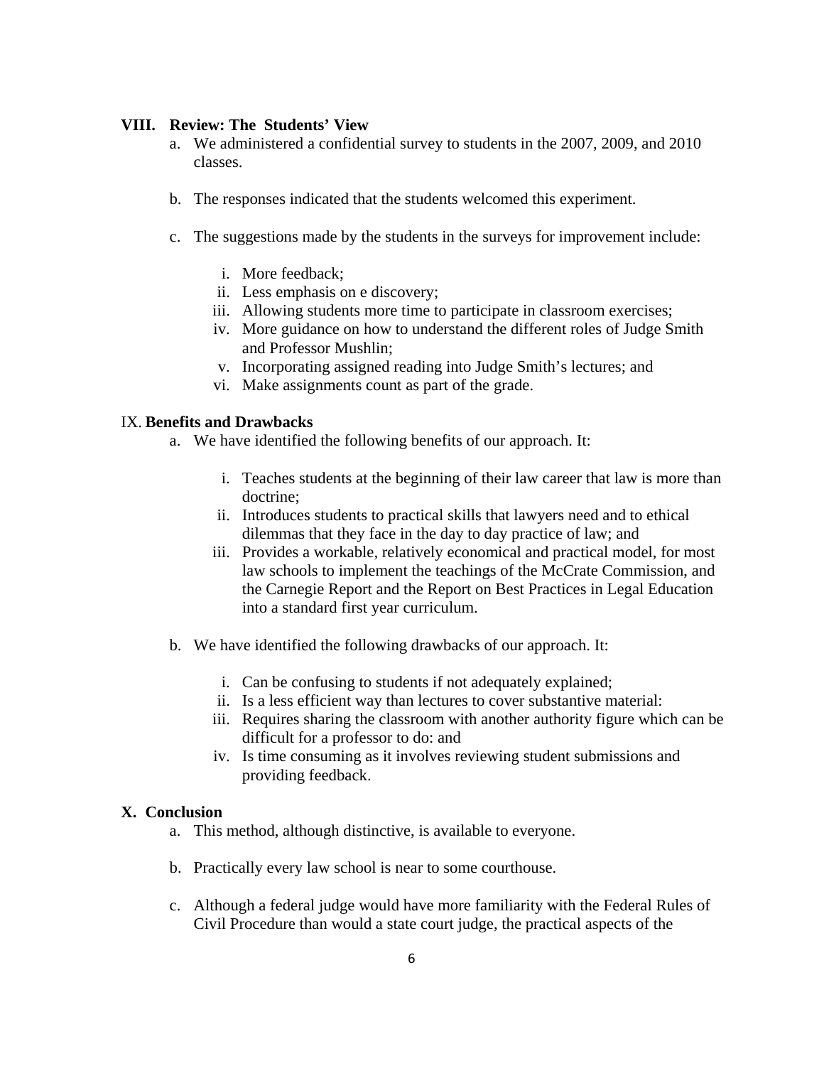## VIII. Review: The Students' View

a. We administered a confidential survey to students in the 2007, 2009, and 2010 classes.

b. The responses indicated that the students welcomed this experiment.

c. The suggestions made by the students in the surveys for improvement include:

   i. More feedback;
   ii. Less emphasis on e discovery;
   iii. Allowing students more time to participate in classroom exercises;
   iv. More guidance on how to understand the different roles of Judge Smith and Professor Mushlin;
   v. Incorporating assigned reading into Judge Smith's lectures; and
   vi. Make assignments count as part of the grade.

## IX. Benefits and Drawbacks

a. We have identified the following benefits of our approach. It:

   i. Teaches students at the beginning of their law career that law is more than doctrine;
   ii. Introduces students to practical skills that lawyers need and to ethical dilemmas that they face in the day to day practice of law; and
   iii. Provides a workable, relatively economical and practical model, for most law schools to implement the teachings of the McCrate Commission, and the Carnegie Report and the Report on Best Practices in Legal Education into a standard first year curriculum.

b. We have identified the following drawbacks of our approach. It:

   i. Can be confusing to students if not adequately explained;
   ii. Is a less efficient way than lectures to cover substantive material:
   iii. Requires sharing the classroom with another authority figure which can be difficult for a professor to do: and
   iv. Is time consuming as it involves reviewing student submissions and providing feedback.

## X. Conclusion

a. This method, although distinctive, is available to everyone.

b. Practically every law school is near to some courthouse.

c. Although a federal judge would have more familiarity with the Federal Rules of Civil Procedure than would a state court judge, the practical aspects of the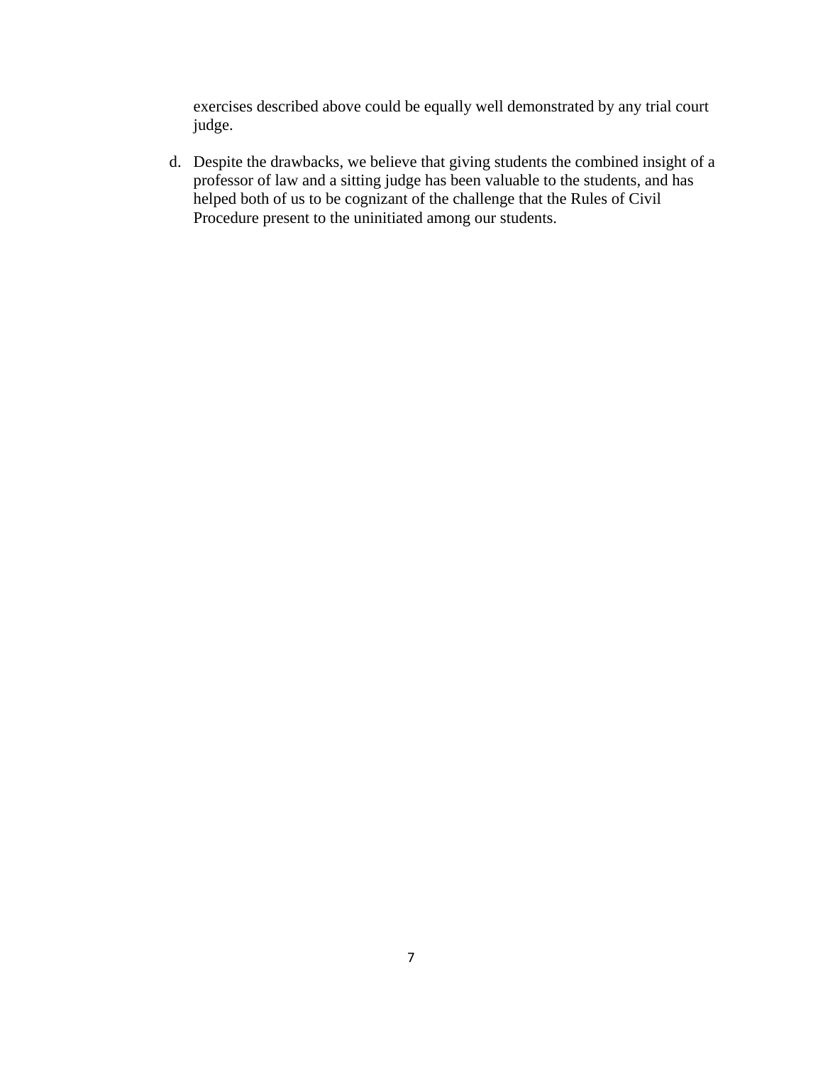exercises described above could be equally well demonstrated by any trial court judge.

d. Despite the drawbacks, we believe that giving students the combined insight of a professor of law and a sitting judge has been valuable to the students, and has helped both of us to be cognizant of the challenge that the Rules of Civil Procedure present to the uninitiated among our students.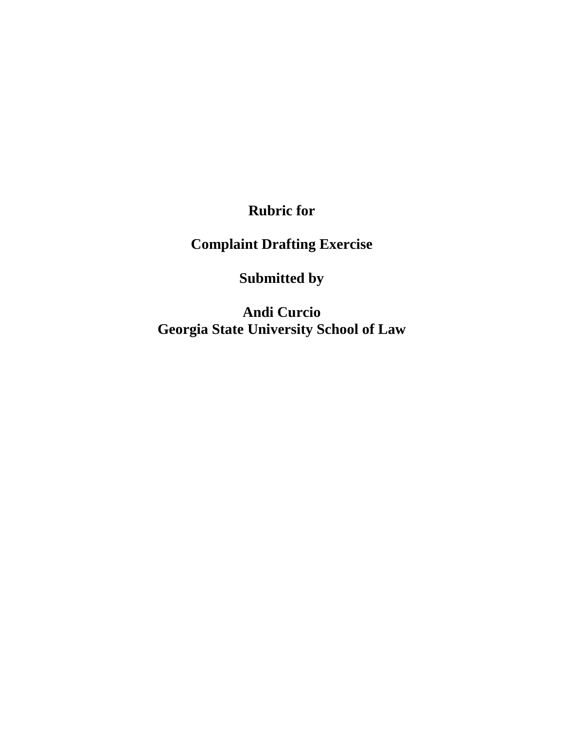**Rubric for**

**Complaint Drafting Exercise**

**Submitted by**

**Andi Curcio**
**Georgia State University School of Law**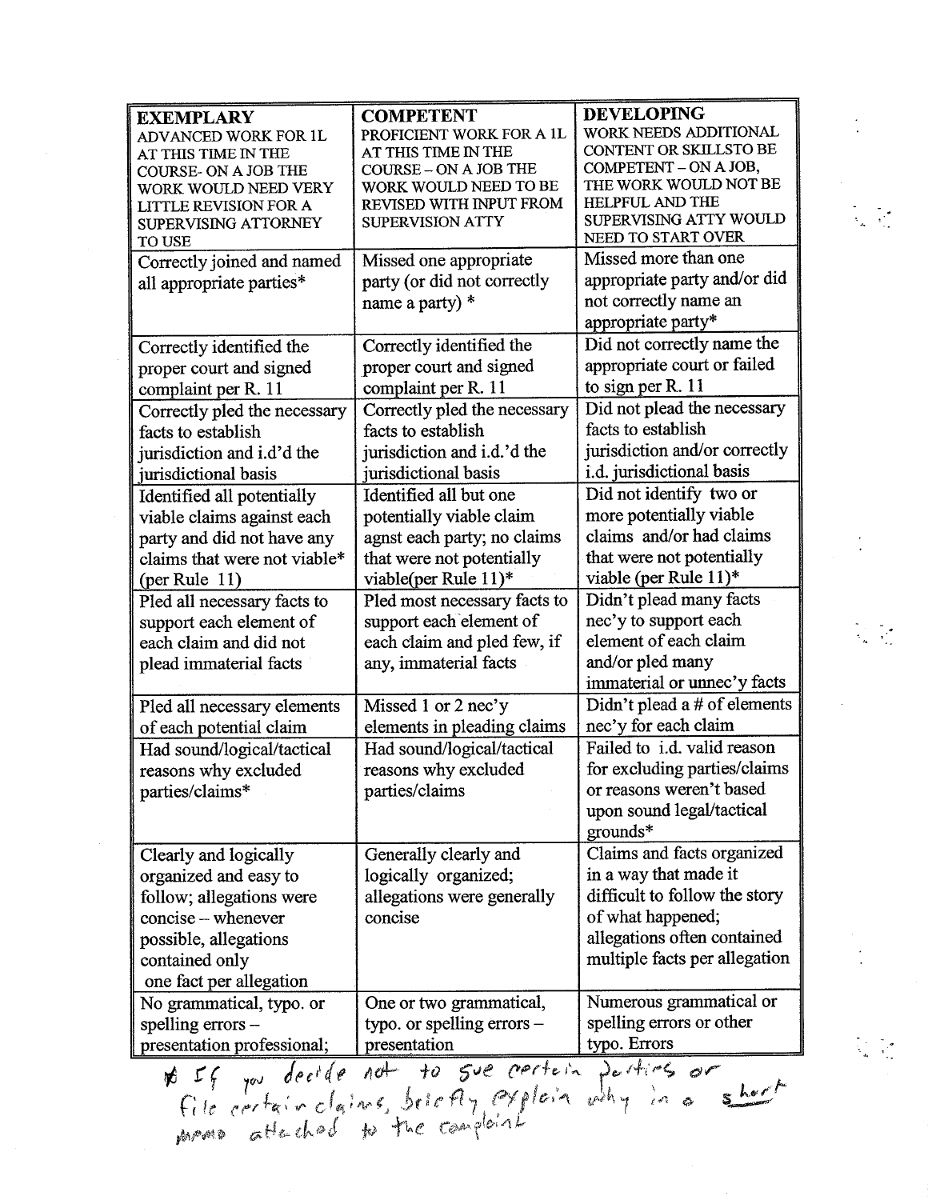| **EXEMPLARY** ADVANCED WORK FOR 1L AT THIS TIME IN THE COURSE- ON A JOB THE WORK WOULD NEED VERY LITTLE REVISION FOR A SUPERVISING ATTORNEY TO USE | **COMPETENT** PROFICIENT WORK FOR A 1L AT THIS TIME IN THE COURSE – ON A JOB THE WORK WOULD NEED TO BE REVISED WITH INPUT FROM SUPERVISION ATTY | **DEVELOPING** WORK NEEDS ADDITIONAL CONTENT OR SKILLSTO BE COMPETENT – ON A JOB, THE WORK WOULD NOT BE HELPFUL AND THE SUPERVISING ATTY WOULD NEED TO START OVER |
|---|---|---|
| Correctly joined and named all appropriate parties* | Missed one appropriate party (or did not correctly name a party) * | Missed more than one appropriate party and/or did not correctly name an appropriate party* |
| Correctly identified the proper court and signed complaint per R. 11 | Correctly identified the proper court and signed complaint per R. 11 | Did not correctly name the appropriate court or failed to sign per R. 11 |
| Correctly pled the necessary facts to establish jurisdiction and i.d'd the jurisdictional basis | Correctly pled the necessary facts to establish jurisdiction and i.d.'d the jurisdictional basis | Did not plead the necessary facts to establish jurisdiction and/or correctly i.d. jurisdictional basis |
| Identified all potentially viable claims against each party and did not have any claims that were not viable* (per Rule 11) | Identified all but one potentially viable claim agnst each party; no claims that were not potentially viable(per Rule 11)* | Did not identify two or more potentially viable claims and/or had claims that were not potentially viable (per Rule 11)* |
| Pled all necessary facts to support each element of each claim and did not plead immaterial facts | Pled most necessary facts to support each element of each claim and pled few, if any, immaterial facts | Didn't plead many facts nec'y to support each element of each claim and/or pled many immaterial or unnec'y facts |
| Pled all necessary elements of each potential claim | Missed 1 or 2 nec'y elements in pleading claims | Didn't plead a # of elements nec'y for each claim |
| Had sound/logical/tactical reasons why excluded parties/claims* | Had sound/logical/tactical reasons why excluded parties/claims | Failed to i.d. valid reason for excluding parties/claims or reasons weren't based upon sound legal/tactical grounds* |
| Clearly and logically organized and easy to follow; allegations were concise – whenever possible, allegations contained only one fact per allegation | Generally clearly and logically organized; allegations were generally concise | Claims and facts organized in a way that made it difficult to follow the story of what happened; allegations often contained multiple facts per allegation |
| No grammatical, typo. or spelling errors – presentation professional; | One or two grammatical, typo. or spelling errors – presentation | Numerous grammatical or spelling errors or other typo. Errors |

* If you decide not to sue certain parties or file certain claims, briefly explain why in a short memo attached to the complaint